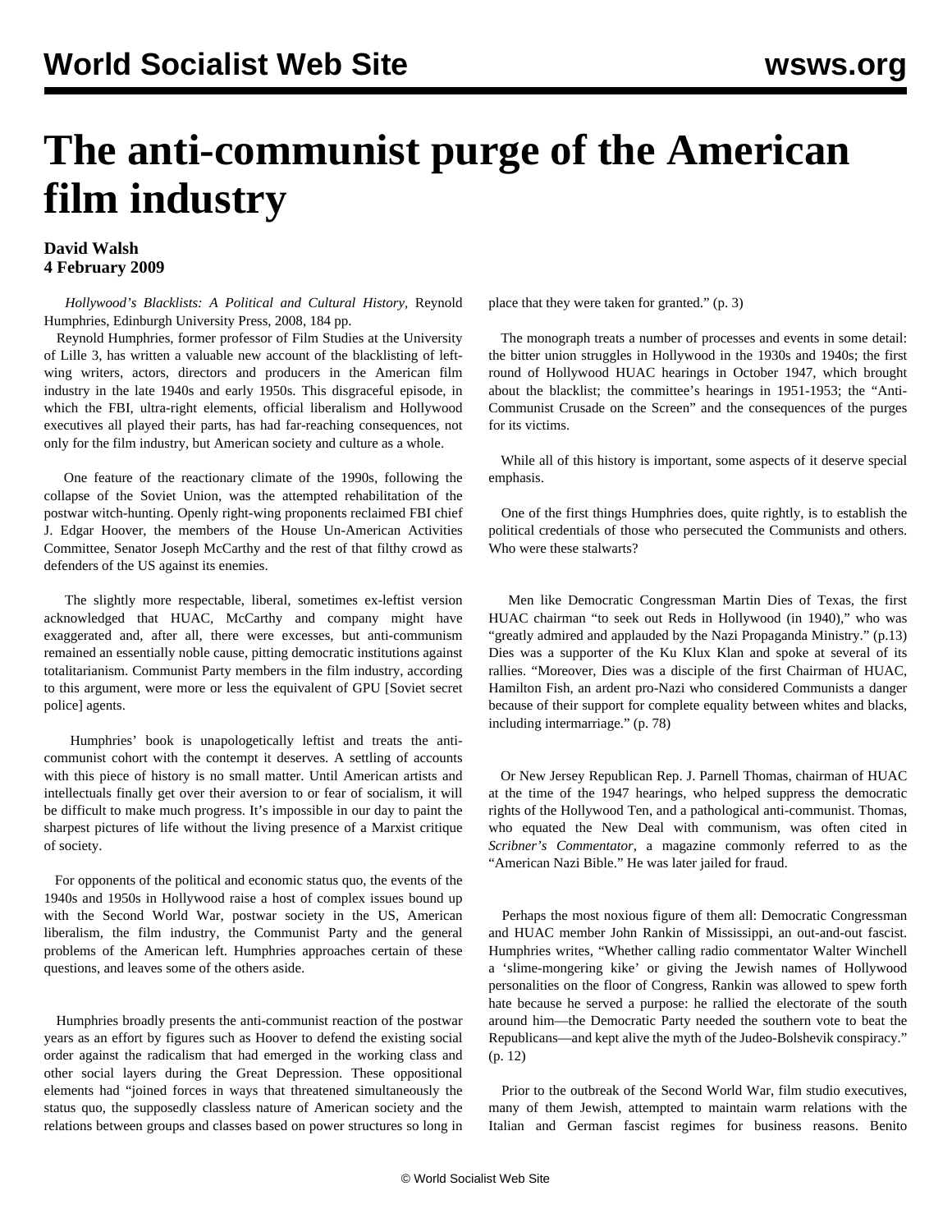# The anti-communist purge of the American film industry

**David Walsh**
**4 February 2009**

*Hollywood's Blacklists: A Political and Cultural History*, Reynold Humphries, Edinburgh University Press, 2008, 184 pp.

Reynold Humphries, former professor of Film Studies at the University of Lille 3, has written a valuable new account of the blacklisting of left-wing writers, actors, directors and producers in the American film industry in the late 1940s and early 1950s. This disgraceful episode, in which the FBI, ultra-right elements, official liberalism and Hollywood executives all played their parts, has had far-reaching consequences, not only for the film industry, but American society and culture as a whole.

One feature of the reactionary climate of the 1990s, following the collapse of the Soviet Union, was the attempted rehabilitation of the postwar witch-hunting. Openly right-wing proponents reclaimed FBI chief J. Edgar Hoover, the members of the House Un-American Activities Committee, Senator Joseph McCarthy and the rest of that filthy crowd as defenders of the US against its enemies.

The slightly more respectable, liberal, sometimes ex-leftist version acknowledged that HUAC, McCarthy and company might have exaggerated and, after all, there were excesses, but anti-communism remained an essentially noble cause, pitting democratic institutions against totalitarianism. Communist Party members in the film industry, according to this argument, were more or less the equivalent of GPU [Soviet secret police] agents.

Humphries' book is unapologetically leftist and treats the anti-communist cohort with the contempt it deserves. A settling of accounts with this piece of history is no small matter. Until American artists and intellectuals finally get over their aversion to or fear of socialism, it will be difficult to make much progress. It's impossible in our day to paint the sharpest pictures of life without the living presence of a Marxist critique of society.

For opponents of the political and economic status quo, the events of the 1940s and 1950s in Hollywood raise a host of complex issues bound up with the Second World War, postwar society in the US, American liberalism, the film industry, the Communist Party and the general problems of the American left. Humphries approaches certain of these questions, and leaves some of the others aside.

Humphries broadly presents the anti-communist reaction of the postwar years as an effort by figures such as Hoover to defend the existing social order against the radicalism that had emerged in the working class and other social layers during the Great Depression. These oppositional elements had "joined forces in ways that threatened simultaneously the status quo, the supposedly classless nature of American society and the relations between groups and classes based on power structures so long in place that they were taken for granted." (p. 3)

The monograph treats a number of processes and events in some detail: the bitter union struggles in Hollywood in the 1930s and 1940s; the first round of Hollywood HUAC hearings in October 1947, which brought about the blacklist; the committee's hearings in 1951-1953; the "Anti-Communist Crusade on the Screen" and the consequences of the purges for its victims.

While all of this history is important, some aspects of it deserve special emphasis.

One of the first things Humphries does, quite rightly, is to establish the political credentials of those who persecuted the Communists and others. Who were these stalwarts?

Men like Democratic Congressman Martin Dies of Texas, the first HUAC chairman "to seek out Reds in Hollywood (in 1940)," who was "greatly admired and applauded by the Nazi Propaganda Ministry." (p.13) Dies was a supporter of the Ku Klux Klan and spoke at several of its rallies. "Moreover, Dies was a disciple of the first Chairman of HUAC, Hamilton Fish, an ardent pro-Nazi who considered Communists a danger because of their support for complete equality between whites and blacks, including intermarriage." (p. 78)

Or New Jersey Republican Rep. J. Parnell Thomas, chairman of HUAC at the time of the 1947 hearings, who helped suppress the democratic rights of the Hollywood Ten, and a pathological anti-communist. Thomas, who equated the New Deal with communism, was often cited in *Scribner's Commentator*, a magazine commonly referred to as the "American Nazi Bible." He was later jailed for fraud.

Perhaps the most noxious figure of them all: Democratic Congressman and HUAC member John Rankin of Mississippi, an out-and-out fascist. Humphries writes, "Whether calling radio commentator Walter Winchell a 'slime-mongering kike' or giving the Jewish names of Hollywood personalities on the floor of Congress, Rankin was allowed to spew forth hate because he served a purpose: he rallied the electorate of the south around him—the Democratic Party needed the southern vote to beat the Republicans—and kept alive the myth of the Judeo-Bolshevik conspiracy." (p. 12)

Prior to the outbreak of the Second World War, film studio executives, many of them Jewish, attempted to maintain warm relations with the Italian and German fascist regimes for business reasons. Benito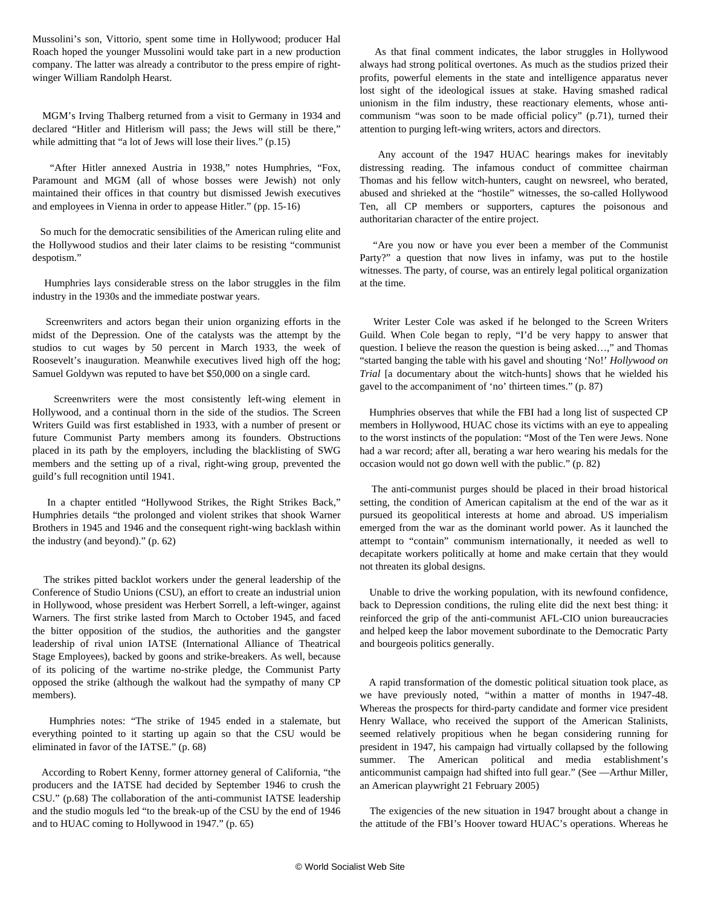Mussolini's son, Vittorio, spent some time in Hollywood; producer Hal Roach hoped the younger Mussolini would take part in a new production company. The latter was already a contributor to the press empire of right-winger William Randolph Hearst.

MGM's Irving Thalberg returned from a visit to Germany in 1934 and declared "Hitler and Hitlerism will pass; the Jews will still be there," while admitting that "a lot of Jews will lose their lives." (p.15)

"After Hitler annexed Austria in 1938," notes Humphries, "Fox, Paramount and MGM (all of whose bosses were Jewish) not only maintained their offices in that country but dismissed Jewish executives and employees in Vienna in order to appease Hitler." (pp. 15-16)

So much for the democratic sensibilities of the American ruling elite and the Hollywood studios and their later claims to be resisting "communist despotism."

Humphries lays considerable stress on the labor struggles in the film industry in the 1930s and the immediate postwar years.

Screenwriters and actors began their union organizing efforts in the midst of the Depression. One of the catalysts was the attempt by the studios to cut wages by 50 percent in March 1933, the week of Roosevelt's inauguration. Meanwhile executives lived high off the hog; Samuel Goldwyn was reputed to have bet $50,000 on a single card.

Screenwriters were the most consistently left-wing element in Hollywood, and a continual thorn in the side of the studios. The Screen Writers Guild was first established in 1933, with a number of present or future Communist Party members among its founders. Obstructions placed in its path by the employers, including the blacklisting of SWG members and the setting up of a rival, right-wing group, prevented the guild's full recognition until 1941.

In a chapter entitled "Hollywood Strikes, the Right Strikes Back," Humphries details "the prolonged and violent strikes that shook Warner Brothers in 1945 and 1946 and the consequent right-wing backlash within the industry (and beyond)." (p. 62)

The strikes pitted backlot workers under the general leadership of the Conference of Studio Unions (CSU), an effort to create an industrial union in Hollywood, whose president was Herbert Sorrell, a left-winger, against Warners. The first strike lasted from March to October 1945, and faced the bitter opposition of the studios, the authorities and the gangster leadership of rival union IATSE (International Alliance of Theatrical Stage Employees), backed by goons and strike-breakers. As well, because of its policing of the wartime no-strike pledge, the Communist Party opposed the strike (although the walkout had the sympathy of many CP members).

Humphries notes: "The strike of 1945 ended in a stalemate, but everything pointed to it starting up again so that the CSU would be eliminated in favor of the IATSE." (p. 68)

According to Robert Kenny, former attorney general of California, "the producers and the IATSE had decided by September 1946 to crush the CSU." (p.68) The collaboration of the anti-communist IATSE leadership and the studio moguls led "to the break-up of the CSU by the end of 1946 and to HUAC coming to Hollywood in 1947." (p. 65)

As that final comment indicates, the labor struggles in Hollywood always had strong political overtones. As much as the studios prized their profits, powerful elements in the state and intelligence apparatus never lost sight of the ideological issues at stake. Having smashed radical unionism in the film industry, these reactionary elements, whose anti-communism "was soon to be made official policy" (p.71), turned their attention to purging left-wing writers, actors and directors.

Any account of the 1947 HUAC hearings makes for inevitably distressing reading. The infamous conduct of committee chairman Thomas and his fellow witch-hunters, caught on newsreel, who berated, abused and shrieked at the "hostile" witnesses, the so-called Hollywood Ten, all CP members or supporters, captures the poisonous and authoritarian character of the entire project.

"Are you now or have you ever been a member of the Communist Party?" a question that now lives in infamy, was put to the hostile witnesses. The party, of course, was an entirely legal political organization at the time.

Writer Lester Cole was asked if he belonged to the Screen Writers Guild. When Cole began to reply, "I'd be very happy to answer that question. I believe the reason the question is being asked…," and Thomas "started banging the table with his gavel and shouting 'No!' *Hollywood on Trial* [a documentary about the witch-hunts] shows that he wielded his gavel to the accompaniment of 'no' thirteen times." (p. 87)

Humphries observes that while the FBI had a long list of suspected CP members in Hollywood, HUAC chose its victims with an eye to appealing to the worst instincts of the population: "Most of the Ten were Jews. None had a war record; after all, berating a war hero wearing his medals for the occasion would not go down well with the public." (p. 82)

The anti-communist purges should be placed in their broad historical setting, the condition of American capitalism at the end of the war as it pursued its geopolitical interests at home and abroad. US imperialism emerged from the war as the dominant world power. As it launched the attempt to "contain" communism internationally, it needed as well to decapitate workers politically at home and make certain that they would not threaten its global designs.

Unable to drive the working population, with its newfound confidence, back to Depression conditions, the ruling elite did the next best thing: it reinforced the grip of the anti-communist AFL-CIO union bureaucracies and helped keep the labor movement subordinate to the Democratic Party and bourgeois politics generally.

A rapid transformation of the domestic political situation took place, as we have previously noted, "within a matter of months in 1947-48. Whereas the prospects for third-party candidate and former vice president Henry Wallace, who received the support of the American Stalinists, seemed relatively propitious when he began considering running for president in 1947, his campaign had virtually collapsed by the following summer. The American political and media establishment's anticommunist campaign had shifted into full gear." (See —Arthur Miller, an American playwright 21 February 2005)

The exigencies of the new situation in 1947 brought about a change in the attitude of the FBI's Hoover toward HUAC's operations. Whereas he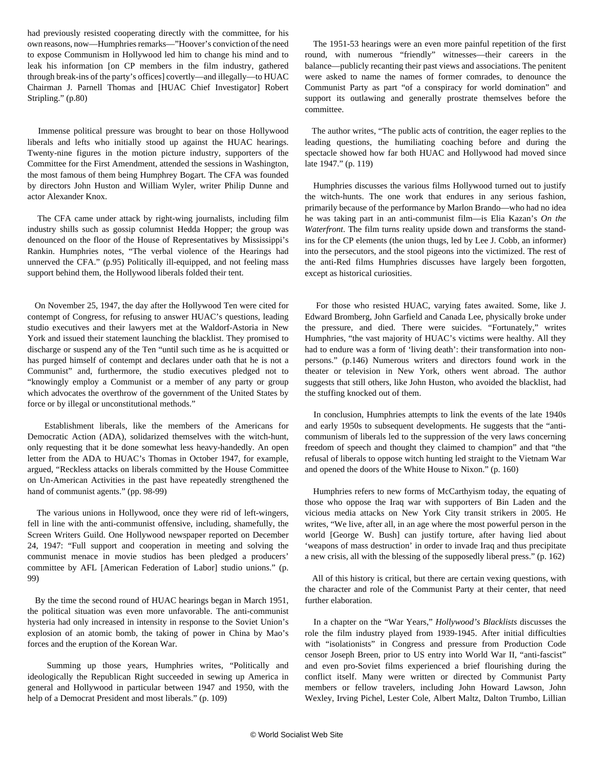had previously resisted cooperating directly with the committee, for his own reasons, now—Humphries remarks—"Hoover's conviction of the need to expose Communism in Hollywood led him to change his mind and to leak his information [on CP members in the film industry, gathered through break-ins of the party's offices] covertly—and illegally—to HUAC Chairman J. Parnell Thomas and [HUAC Chief Investigator] Robert Stripling." (p.80)

Immense political pressure was brought to bear on those Hollywood liberals and lefts who initially stood up against the HUAC hearings. Twenty-nine figures in the motion picture industry, supporters of the Committee for the First Amendment, attended the sessions in Washington, the most famous of them being Humphrey Bogart. The CFA was founded by directors John Huston and William Wyler, writer Philip Dunne and actor Alexander Knox.

The CFA came under attack by right-wing journalists, including film industry shills such as gossip columnist Hedda Hopper; the group was denounced on the floor of the House of Representatives by Mississippi's Rankin. Humphries notes, "The verbal violence of the Hearings had unnerved the CFA." (p.95) Politically ill-equipped, and not feeling mass support behind them, the Hollywood liberals folded their tent.

On November 25, 1947, the day after the Hollywood Ten were cited for contempt of Congress, for refusing to answer HUAC's questions, leading studio executives and their lawyers met at the Waldorf-Astoria in New York and issued their statement launching the blacklist. They promised to discharge or suspend any of the Ten "until such time as he is acquitted or has purged himself of contempt and declares under oath that he is not a Communist" and, furthermore, the studio executives pledged not to "knowingly employ a Communist or a member of any party or group which advocates the overthrow of the government of the United States by force or by illegal or unconstitutional methods."

Establishment liberals, like the members of the Americans for Democratic Action (ADA), solidarized themselves with the witch-hunt, only requesting that it be done somewhat less heavy-handedly. An open letter from the ADA to HUAC's Thomas in October 1947, for example, argued, "Reckless attacks on liberals committed by the House Committee on Un-American Activities in the past have repeatedly strengthened the hand of communist agents." (pp. 98-99)

The various unions in Hollywood, once they were rid of left-wingers, fell in line with the anti-communist offensive, including, shamefully, the Screen Writers Guild. One Hollywood newspaper reported on December 24, 1947: "Full support and cooperation in meeting and solving the communist menace in movie studios has been pledged a producers' committee by AFL [American Federation of Labor] studio unions." (p. 99)

By the time the second round of HUAC hearings began in March 1951, the political situation was even more unfavorable. The anti-communist hysteria had only increased in intensity in response to the Soviet Union's explosion of an atomic bomb, the taking of power in China by Mao's forces and the eruption of the Korean War.

Summing up those years, Humphries writes, "Politically and ideologically the Republican Right succeeded in sewing up America in general and Hollywood in particular between 1947 and 1950, with the help of a Democrat President and most liberals." (p. 109)

The 1951-53 hearings were an even more painful repetition of the first round, with numerous "friendly" witnesses—their careers in the balance—publicly recanting their past views and associations. The penitent were asked to name the names of former comrades, to denounce the Communist Party as part "of a conspiracy for world domination" and support its outlawing and generally prostrate themselves before the committee.

The author writes, "The public acts of contrition, the eager replies to the leading questions, the humiliating coaching before and during the spectacle showed how far both HUAC and Hollywood had moved since late 1947." (p. 119)

Humphries discusses the various films Hollywood turned out to justify the witch-hunts. The one work that endures in any serious fashion, primarily because of the performance by Marlon Brando—who had no idea he was taking part in an anti-communist film—is Elia Kazan's *On the Waterfront*. The film turns reality upside down and transforms the stand-ins for the CP elements (the union thugs, led by Lee J. Cobb, an informer) into the persecutors, and the stool pigeons into the victimized. The rest of the anti-Red films Humphries discusses have largely been forgotten, except as historical curiosities.

For those who resisted HUAC, varying fates awaited. Some, like J. Edward Bromberg, John Garfield and Canada Lee, physically broke under the pressure, and died. There were suicides. "Fortunately," writes Humphries, "the vast majority of HUAC's victims were healthy. All they had to endure was a form of 'living death': their transformation into non-persons." (p.146) Numerous writers and directors found work in the theater or television in New York, others went abroad. The author suggests that still others, like John Huston, who avoided the blacklist, had the stuffing knocked out of them.

In conclusion, Humphries attempts to link the events of the late 1940s and early 1950s to subsequent developments. He suggests that the "anti-communism of liberals led to the suppression of the very laws concerning freedom of speech and thought they claimed to champion" and that "the refusal of liberals to oppose witch hunting led straight to the Vietnam War and opened the doors of the White House to Nixon." (p. 160)

Humphries refers to new forms of McCarthyism today, the equating of those who oppose the Iraq war with supporters of Bin Laden and the vicious media attacks on New York City transit strikers in 2005. He writes, "We live, after all, in an age where the most powerful person in the world [George W. Bush] can justify torture, after having lied about 'weapons of mass destruction' in order to invade Iraq and thus precipitate a new crisis, all with the blessing of the supposedly liberal press." (p. 162)

All of this history is critical, but there are certain vexing questions, with the character and role of the Communist Party at their center, that need further elaboration.

In a chapter on the "War Years," *Hollywood's Blacklists* discusses the role the film industry played from 1939-1945. After initial difficulties with "isolationists" in Congress and pressure from Production Code censor Joseph Breen, prior to US entry into World War II, "anti-fascist" and even pro-Soviet films experienced a brief flourishing during the conflict itself. Many were written or directed by Communist Party members or fellow travelers, including John Howard Lawson, John Wexley, Irving Pichel, Lester Cole, Albert Maltz, Dalton Trumbo, Lillian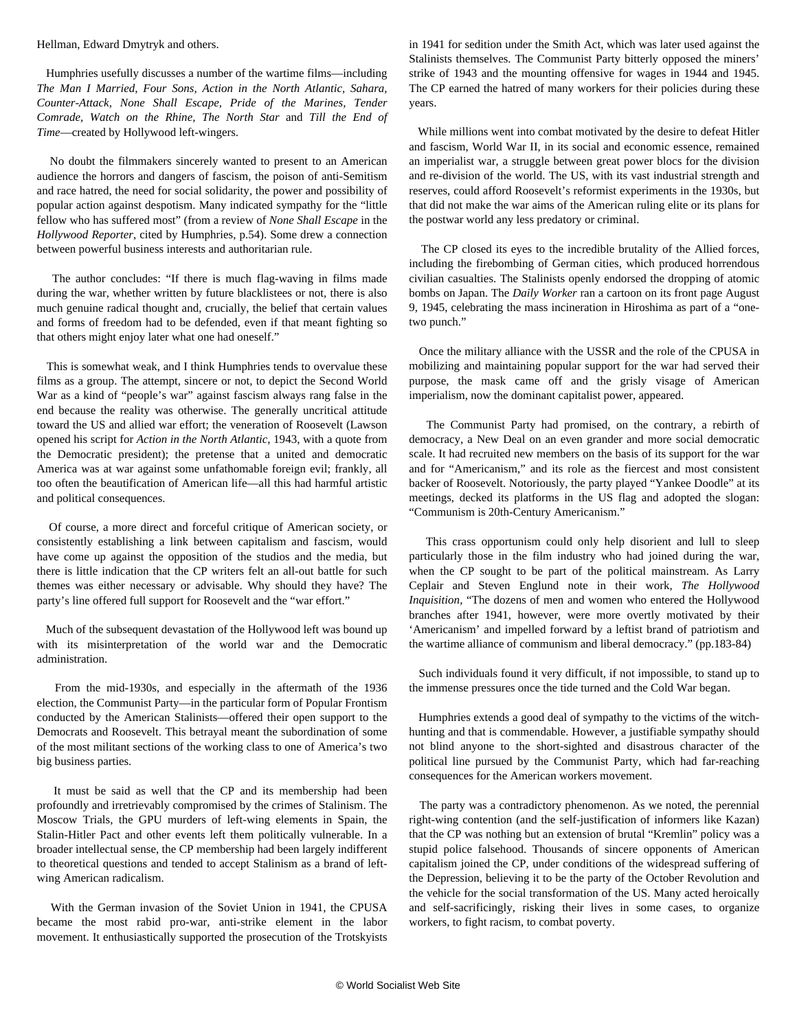Hellman, Edward Dmytryk and others.

Humphries usefully discusses a number of the wartime films—including *The Man I Married, Four Sons, Action in the North Atlantic, Sahara, Counter-Attack, None Shall Escape, Pride of the Marines, Tender Comrade, Watch on the Rhine, The North Star* and *Till the End of Time*—created by Hollywood left-wingers.

No doubt the filmmakers sincerely wanted to present to an American audience the horrors and dangers of fascism, the poison of anti-Semitism and race hatred, the need for social solidarity, the power and possibility of popular action against despotism. Many indicated sympathy for the "little fellow who has suffered most" (from a review of *None Shall Escape* in the *Hollywood Reporter*, cited by Humphries, p.54). Some drew a connection between powerful business interests and authoritarian rule.

The author concludes: "If there is much flag-waving in films made during the war, whether written by future blacklistees or not, there is also much genuine radical thought and, crucially, the belief that certain values and forms of freedom had to be defended, even if that meant fighting so that others might enjoy later what one had oneself."

This is somewhat weak, and I think Humphries tends to overvalue these films as a group. The attempt, sincere or not, to depict the Second World War as a kind of "people's war" against fascism always rang false in the end because the reality was otherwise. The generally uncritical attitude toward the US and allied war effort; the veneration of Roosevelt (Lawson opened his script for *Action in the North Atlantic,* 1943, with a quote from the Democratic president); the pretense that a united and democratic America was at war against some unfathomable foreign evil; frankly, all too often the beautification of American life—all this had harmful artistic and political consequences.

Of course, a more direct and forceful critique of American society, or consistently establishing a link between capitalism and fascism, would have come up against the opposition of the studios and the media, but there is little indication that the CP writers felt an all-out battle for such themes was either necessary or advisable. Why should they have? The party's line offered full support for Roosevelt and the "war effort."

Much of the subsequent devastation of the Hollywood left was bound up with its misinterpretation of the world war and the Democratic administration.

From the mid-1930s, and especially in the aftermath of the 1936 election, the Communist Party—in the particular form of Popular Frontism conducted by the American Stalinists—offered their open support to the Democrats and Roosevelt. This betrayal meant the subordination of some of the most militant sections of the working class to one of America's two big business parties.

It must be said as well that the CP and its membership had been profoundly and irretrievably compromised by the crimes of Stalinism. The Moscow Trials, the GPU murders of left-wing elements in Spain, the Stalin-Hitler Pact and other events left them politically vulnerable. In a broader intellectual sense, the CP membership had been largely indifferent to theoretical questions and tended to accept Stalinism as a brand of left-wing American radicalism.

With the German invasion of the Soviet Union in 1941, the CPUSA became the most rabid pro-war, anti-strike element in the labor movement. It enthusiastically supported the prosecution of the Trotskyists in 1941 for sedition under the Smith Act, which was later used against the Stalinists themselves. The Communist Party bitterly opposed the miners' strike of 1943 and the mounting offensive for wages in 1944 and 1945. The CP earned the hatred of many workers for their policies during these years.

While millions went into combat motivated by the desire to defeat Hitler and fascism, World War II, in its social and economic essence, remained an imperialist war, a struggle between great power blocs for the division and re-division of the world. The US, with its vast industrial strength and reserves, could afford Roosevelt's reformist experiments in the 1930s, but that did not make the war aims of the American ruling elite or its plans for the postwar world any less predatory or criminal.

The CP closed its eyes to the incredible brutality of the Allied forces, including the firebombing of German cities, which produced horrendous civilian casualties. The Stalinists openly endorsed the dropping of atomic bombs on Japan. The *Daily Worker* ran a cartoon on its front page August 9, 1945, celebrating the mass incineration in Hiroshima as part of a "one-two punch."

Once the military alliance with the USSR and the role of the CPUSA in mobilizing and maintaining popular support for the war had served their purpose, the mask came off and the grisly visage of American imperialism, now the dominant capitalist power, appeared.

The Communist Party had promised, on the contrary, a rebirth of democracy, a New Deal on an even grander and more social democratic scale. It had recruited new members on the basis of its support for the war and for "Americanism," and its role as the fiercest and most consistent backer of Roosevelt. Notoriously, the party played "Yankee Doodle" at its meetings, decked its platforms in the US flag and adopted the slogan: "Communism is 20th-Century Americanism."

This crass opportunism could only help disorient and lull to sleep particularly those in the film industry who had joined during the war, when the CP sought to be part of the political mainstream. As Larry Ceplair and Steven Englund note in their work, *The Hollywood Inquisition*, "The dozens of men and women who entered the Hollywood branches after 1941, however, were more overtly motivated by their 'Americanism' and impelled forward by a leftist brand of patriotism and the wartime alliance of communism and liberal democracy." (pp.183-84)

Such individuals found it very difficult, if not impossible, to stand up to the immense pressures once the tide turned and the Cold War began.

Humphries extends a good deal of sympathy to the victims of the witch-hunting and that is commendable. However, a justifiable sympathy should not blind anyone to the short-sighted and disastrous character of the political line pursued by the Communist Party, which had far-reaching consequences for the American workers movement.

The party was a contradictory phenomenon. As we noted, the perennial right-wing contention (and the self-justification of informers like Kazan) that the CP was nothing but an extension of brutal "Kremlin" policy was a stupid police falsehood. Thousands of sincere opponents of American capitalism joined the CP, under conditions of the widespread suffering of the Depression, believing it to be the party of the October Revolution and the vehicle for the social transformation of the US. Many acted heroically and self-sacrificingly, risking their lives in some cases, to organize workers, to fight racism, to combat poverty.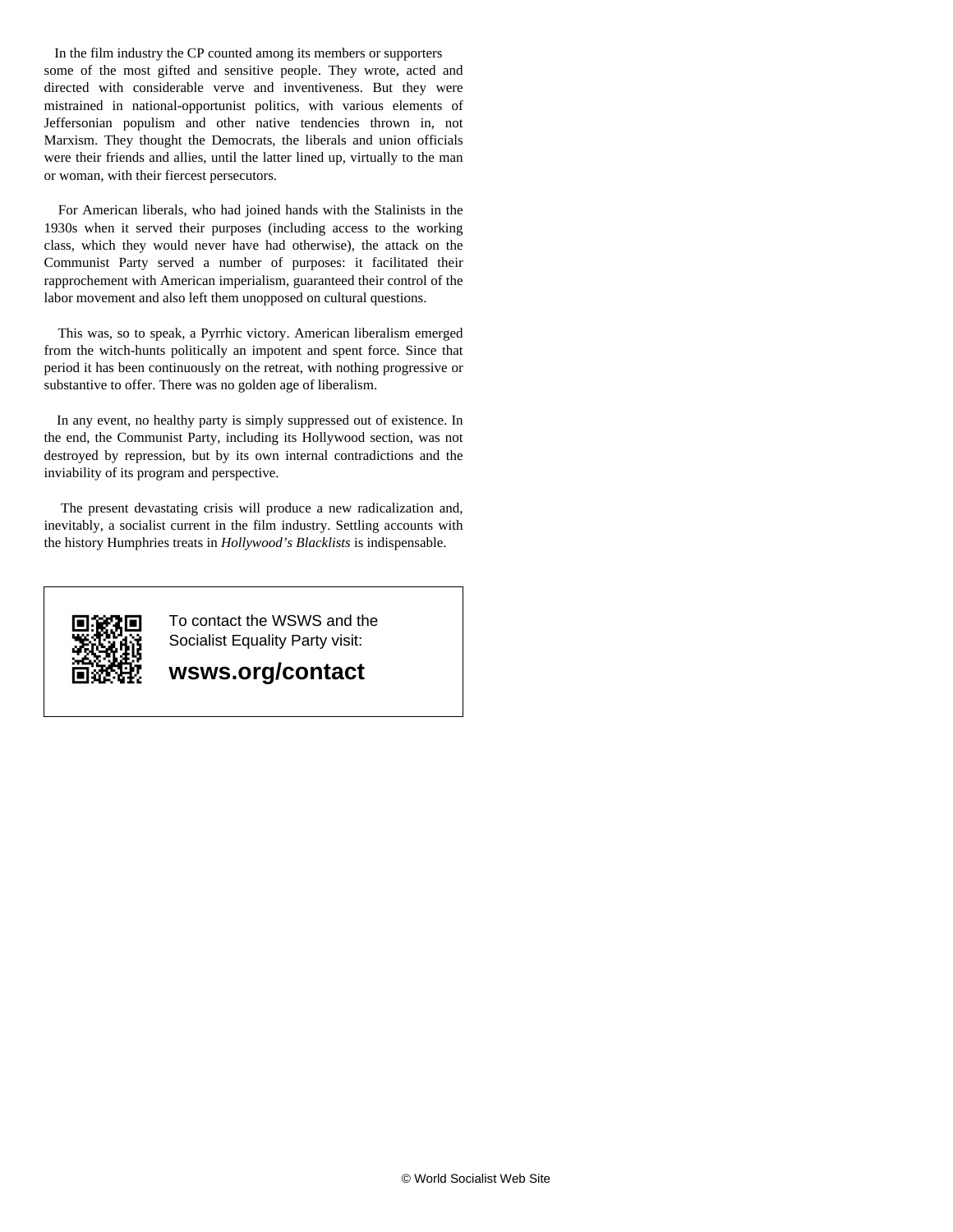In the film industry the CP counted among its members or supporters some of the most gifted and sensitive people. They wrote, acted and directed with considerable verve and inventiveness. But they were mistrained in national-opportunist politics, with various elements of Jeffersonian populism and other native tendencies thrown in, not Marxism. They thought the Democrats, the liberals and union officials were their friends and allies, until the latter lined up, virtually to the man or woman, with their fiercest persecutors.

For American liberals, who had joined hands with the Stalinists in the 1930s when it served their purposes (including access to the working class, which they would never have had otherwise), the attack on the Communist Party served a number of purposes: it facilitated their rapprochement with American imperialism, guaranteed their control of the labor movement and also left them unopposed on cultural questions.

This was, so to speak, a Pyrrhic victory. American liberalism emerged from the witch-hunts politically an impotent and spent force. Since that period it has been continuously on the retreat, with nothing progressive or substantive to offer. There was no golden age of liberalism.

In any event, no healthy party is simply suppressed out of existence. In the end, the Communist Party, including its Hollywood section, was not destroyed by repression, but by its own internal contradictions and the inviability of its program and perspective.

The present devastating crisis will produce a new radicalization and, inevitably, a socialist current in the film industry. Settling accounts with the history Humphries treats in *Hollywood's Blacklists* is indispensable.

To contact the WSWS and the Socialist Equality Party visit:

**wsws.org/contact**